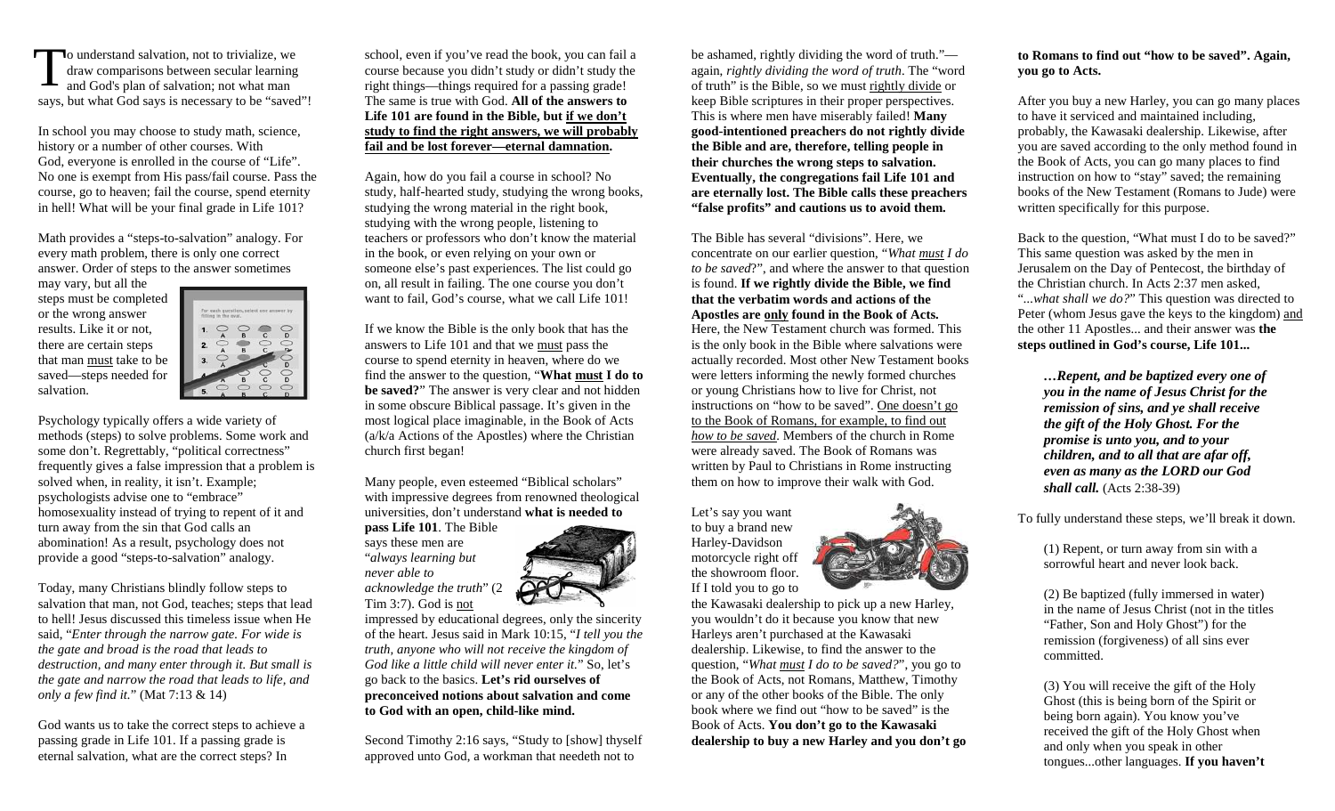To understand salvation, not to trivialize, we draw comparisons between secular learning and God's plan of salvation; not what man says, but what God says is necessary to be "saved"!

In school you may choose to study math, science, history or a number of other courses. With God, everyone is enrolled in the course of "Life". No one is exempt from His pass/fail course. Pass the course, go to heaven; fail the course, spend eternity in hell! What will be your final grade in Life 101?

Math provides a "steps-to-salvation" analogy. For every math problem, there is only one correct answer. Order of steps to the answer sometimes may vary, but all the steps must be completed or the wrong answer results. Like it or not, there are certain steps that man must take to be saved—steps needed for salvation.

Psychology typically offers a wide variety of methods (steps) to solve problems. Some work and some don't. Regrettably, "political correctness" frequently gives a false impression that a problem is solved when, in reality, it isn't. Example; psychologists advise one to "embrace" homosexuality instead of trying to repent of it and turn away from the sin that God calls an abomination! As a result, psychology does not provide a good "steps-to-salvation" analogy.

Today, many Christians blindly follow steps to salvation that man, not God, teaches; steps that lead to hell! Jesus discussed this timeless issue when He said, "*Enter through the narrow gate. For wide is the gate and broad is the road that leads to destruction, and many enter through it. But small is the gate and narrow the road that leads to life, and only a few find it.*" (Mat 7:13 & 14)

God wants us to take the correct steps to achieve a passing grade in Life 101. If a passing grade is eternal salvation, what are the correct steps? In school, even if you've read the book, you can fail a course because you didn't study or didn't study the right things—things required for a passing grade! The same is true with God. **All of the answers to Life 101 are found in the Bible, but if we don't study to find the right answers, we will probably fail and be lost forever—eternal damnation.**

Again, how do you fail a course in school? No study, half-hearted study, studying the wrong books, studying the wrong material in the right book, studying with the wrong people, listening to teachers or professors who don't know the material in the book, or even relying on your own or someone else's past experiences. The list could go on, all result in failing. The one course you don't want to fail, God's course, what we call Life 101!

If we know the Bible is the only book that has the answers to Life 101 and that we must pass the course to spend eternity in heaven, where do we find the answer to the question, "**What must I do to be saved?**" The answer is very clear and not hidden in some obscure Biblical passage. It's given in the most logical place imaginable, in the Book of Acts (a/k/a Actions of the Apostles) where the Christian church first began!

Many people, even esteemed "Biblical scholars" with impressive degrees from renowned theological universities, don't understand **what is needed to pass Life 101**. The Bible says these men are "*always learning but never able to acknowledge the truth*" (2 Tim 3:7). God is not impressed by educational degrees, only the sincerity of the heart. Jesus said in Mark 10:15, "*I tell you the truth, anyone who will not receive the kingdom of God like a little child will never enter it.*" So, let's go back to the basics. **Let's rid ourselves of preconceived notions about salvation and come to God with an open, child-like mind.**

Second Timothy 2:16 says, "Study to [show] thyself approved unto God, a workman that needeth not to be ashamed, rightly dividing the word of truth."—again, *rightly dividing the word of truth*. The "word of truth" is the Bible, so we must rightly divide or keep Bible scriptures in their proper perspectives. This is where men have miserably failed! **Many good-intentioned preachers do not rightly divide the Bible and are, therefore, telling people in their churches the wrong steps to salvation. Eventually, the congregations fail Life 101 and are eternally lost. The Bible calls these preachers "false profits" and cautions us to avoid them.**

The Bible has several "divisions". Here, we concentrate on our earlier question, "*What must I do to be saved*?", and where the answer to that question is found. **If we rightly divide the Bible, we find that the verbatim words and actions of the Apostles are only found in the Book of Acts.** Here, the New Testament church was formed. This is the only book in the Bible where salvations were actually recorded. Most other New Testament books were letters informing the newly formed churches or young Christians how to live for Christ, not instructions on "how to be saved". One doesn't go to the Book of Romans, for example, to find out *how to be saved*. Members of the church in Rome were already saved. The Book of Romans was written by Paul to Christians in Rome instructing them on how to improve their walk with God.

Let's say you want to buy a brand new Harley-Davidson motorcycle right off the showroom floor. If I told you to go to the Kawasaki dealership to pick up a new Harley, you wouldn't do it because you know that new Harleys aren't purchased at the Kawasaki dealership. Likewise, to find the answer to the question, "*What must I do to be saved?*", you go to the Book of Acts, not Romans, Matthew, Timothy or any of the other books of the Bible. The only book where we find out "how to be saved" is the Book of Acts. **You don't go to the Kawasaki dealership to buy a new Harley and you don't go to Romans to find out "how to be saved". Again, you go to Acts.**

After you buy a new Harley, you can go many places to have it serviced and maintained including, probably, the Kawasaki dealership. Likewise, after you are saved according to the only method found in the Book of Acts, you can go many places to find instruction on how to "stay" saved; the remaining books of the New Testament (Romans to Jude) were written specifically for this purpose.

Back to the question, "What must I do to be saved?" This same question was asked by the men in Jerusalem on the Day of Pentecost, the birthday of the Christian church. In Acts 2:37 men asked, "*...what shall we do?*" This question was directed to Peter (whom Jesus gave the keys to the kingdom) and the other 11 Apostles... and their answer was **the steps outlined in God's course, Life 101...**

> ***…Repent, and be baptized every one of you in the name of Jesus Christ for the remission of sins, and ye shall receive the gift of the Holy Ghost. For the promise is unto you, and to your children, and to all that are afar off, even as many as the LORD our God shall call.*** (Acts 2:38-39)

To fully understand these steps, we'll break it down.

(1) Repent, or turn away from sin with a sorrowful heart and never look back.

(2) Be baptized (fully immersed in water) in the name of Jesus Christ (not in the titles "Father, Son and Holy Ghost") for the remission (forgiveness) of all sins ever committed.

(3) You will receive the gift of the Holy Ghost (this is being born of the Spirit or being born again). You know you've received the gift of the Holy Ghost when and only when you speak in other tongues...other languages. **If you haven't**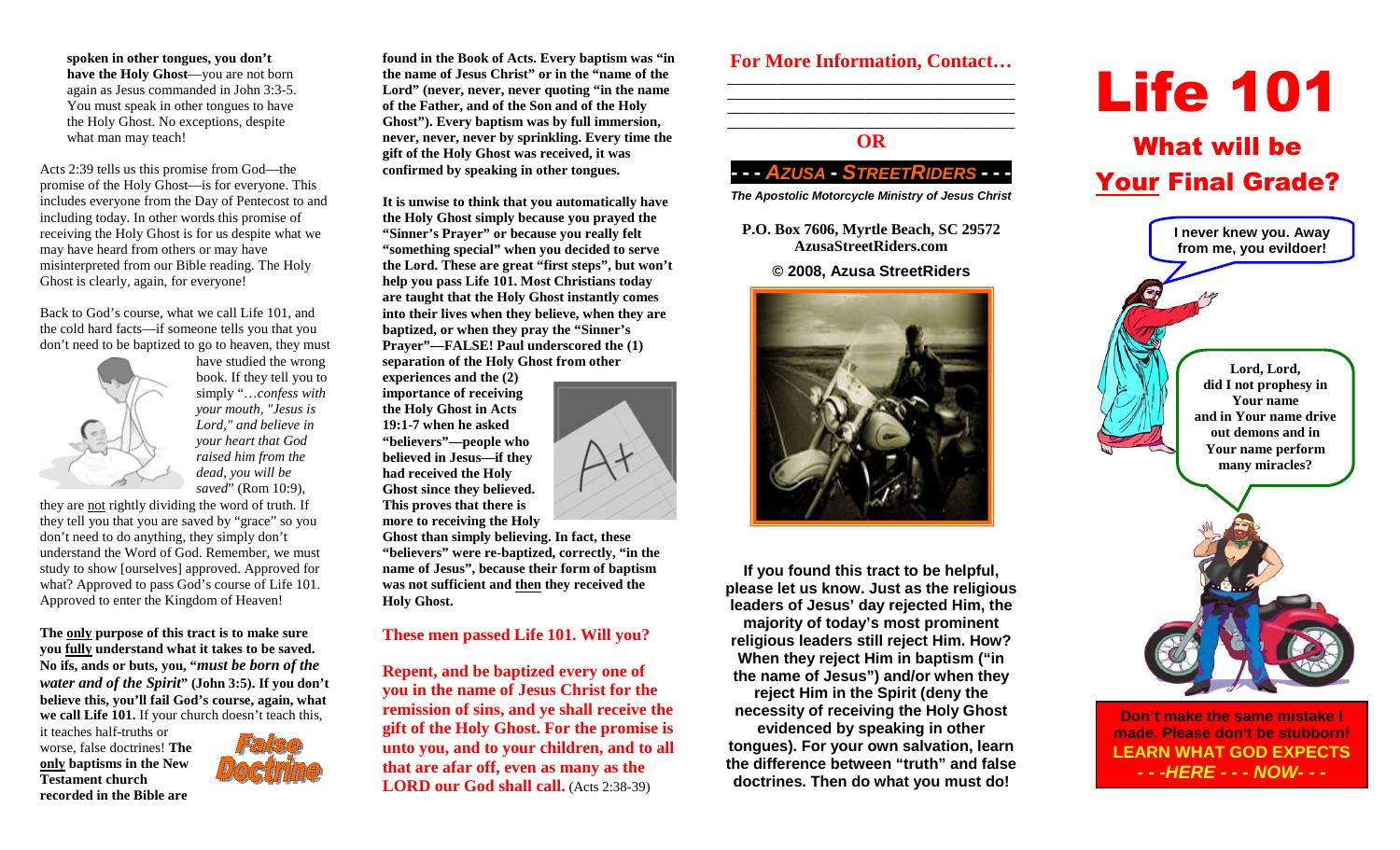**spoken in other tongues, you don't have the Holy Ghost**—you are not born again as Jesus commanded in John 3:3-5. You must speak in other tongues to have the Holy Ghost. No exceptions, despite what man may teach!

Acts 2:39 tells us this promise from God—the promise of the Holy Ghost—is for everyone. This includes everyone from the Day of Pentecost to and including today. In other words this promise of receiving the Holy Ghost is for us despite what we may have heard from others or may have misinterpreted from our Bible reading. The Holy Ghost is clearly, again, for everyone!

Back to God's course, what we call Life 101, and the cold hard facts—if someone tells you that you don't need to be baptized to go to heaven, they must have studied the wrong book. If they tell you to simply "…*confess with your mouth, "Jesus is Lord," and believe in your heart that God raised him from the dead, you will be saved*" (Rom 10:9), they are not rightly dividing the word of truth. If they tell you that you are saved by "grace" so you don't need to do anything, they simply don't understand the Word of God. Remember, we must study to show [ourselves] approved. Approved for what? Approved to pass God's course of Life 101. Approved to enter the Kingdom of Heaven!

**The only purpose of this tract is to make sure you fully understand what it takes to be saved. No ifs, ands or buts, you, "*must be born of the water and of the Spirit*" (John 3:5). If you don't believe this, you'll fail God's course, again, what we call Life 101.** If your church doesn't teach this, it teaches half-truths or worse, false doctrines! **The only baptisms in the New Testament church recorded in the Bible are found in the Book of Acts. Every baptism was "in the name of Jesus Christ" or in the "name of the Lord" (never, never, never quoting "in the name of the Father, and of the Son and of the Holy Ghost"). Every baptism was by full immersion, never, never by sprinkling. Every time the gift of the Holy Ghost was received, it was confirmed by speaking in other tongues.**

False Doctrine

**It is unwise to think that you automatically have the Holy Ghost simply because you prayed the "Sinner's Prayer" or because you really felt "something special" when you decided to serve the Lord. These are great "first steps", but won't help you pass Life 101. Most Christians today are taught that the Holy Ghost instantly comes into their lives when they believe, when they are baptized, or when they pray the "Sinner's Prayer"—FALSE! Paul underscored the (1) separation of the Holy Ghost from other experiences and the (2) importance of receiving the Holy Ghost in Acts 19:1-7 when he asked "believers"—people who believed in Jesus—if they had received the Holy Ghost since they believed. This proves that there is more to receiving the Holy Ghost than simply believing. In fact, these "believers" were re-baptized, correctly, "in the name of Jesus", because their form of baptism was not sufficient and then they received the Holy Ghost.**

**These men passed Life 101. Will you?**

**Repent, and be baptized every one of you in the name of Jesus Christ for the remission of sins, and ye shall receive the gift of the Holy Ghost. For the promise is unto you, and to your children, and to all that are afar off, even as many as the LORD our God shall call.** (Acts 2:38-39)

## For More Information, Contact…

______________________________
______________________________
______________________________
______________________________

**OR**

**- - - *AZUSA - STREETRIDERS* - - -**

***The Apostolic Motorcycle Ministry of Jesus Christ***

**P.O. Box 7606, Myrtle Beach, SC 29572**
**AzusaStreetRiders.com**

**© 2008, Azusa StreetRiders**

**If you found this tract to be helpful, please let us know. Just as the religious leaders of Jesus' day rejected Him, the majority of today's most prominent religious leaders still reject Him. How? When they reject Him in baptism ("in the name of Jesus") and/or when they reject Him in the Spirit (deny the necessity of receiving the Holy Ghost evidenced by speaking in other tongues). For your own salvation, learn the difference between "truth" and false doctrines. Then do what you must do!**

# Life 101

## What will be Your Final Grade?

I never knew you. Away from me, you evildoer!

Lord, Lord, did I not prophesy in Your name and in Your name drive out demons and in Your name perform many miracles?

**Don't make the same mistake I made. Please don't be stubborn!**
**LEARN WHAT GOD EXPECTS**
***- - -HERE - - - NOW- - -***